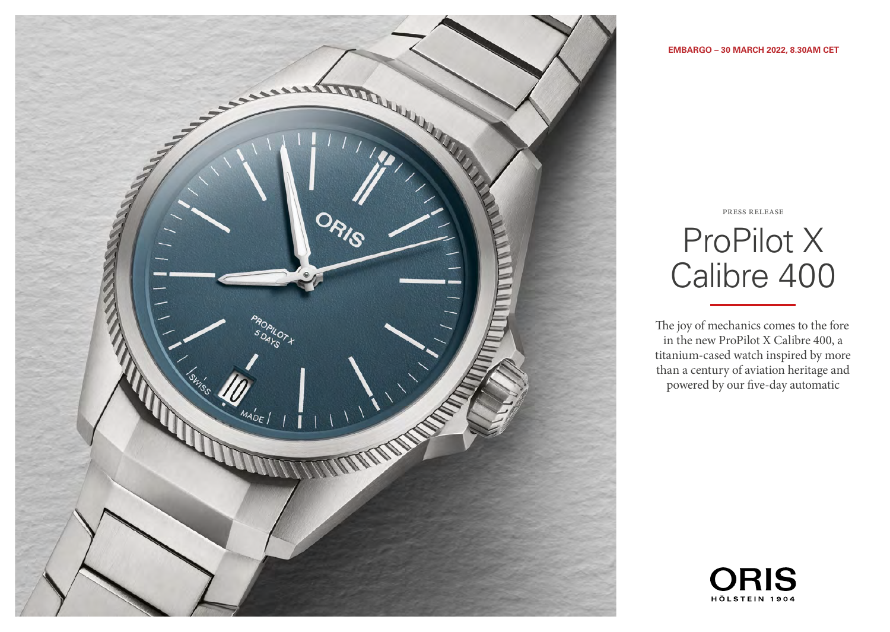EMBARGO – 30 MARCH 2022, 8.30AM CET

PRESS RELEASE

# ProPilot X Calibre 400

The joy of mechanics comes to the fore in the new ProPilot X Calibre 400, a titanium-cased watch inspired by more than a century of aviation heritage and powered by our five-day automatic

ORIS
HÖLSTEIN 1904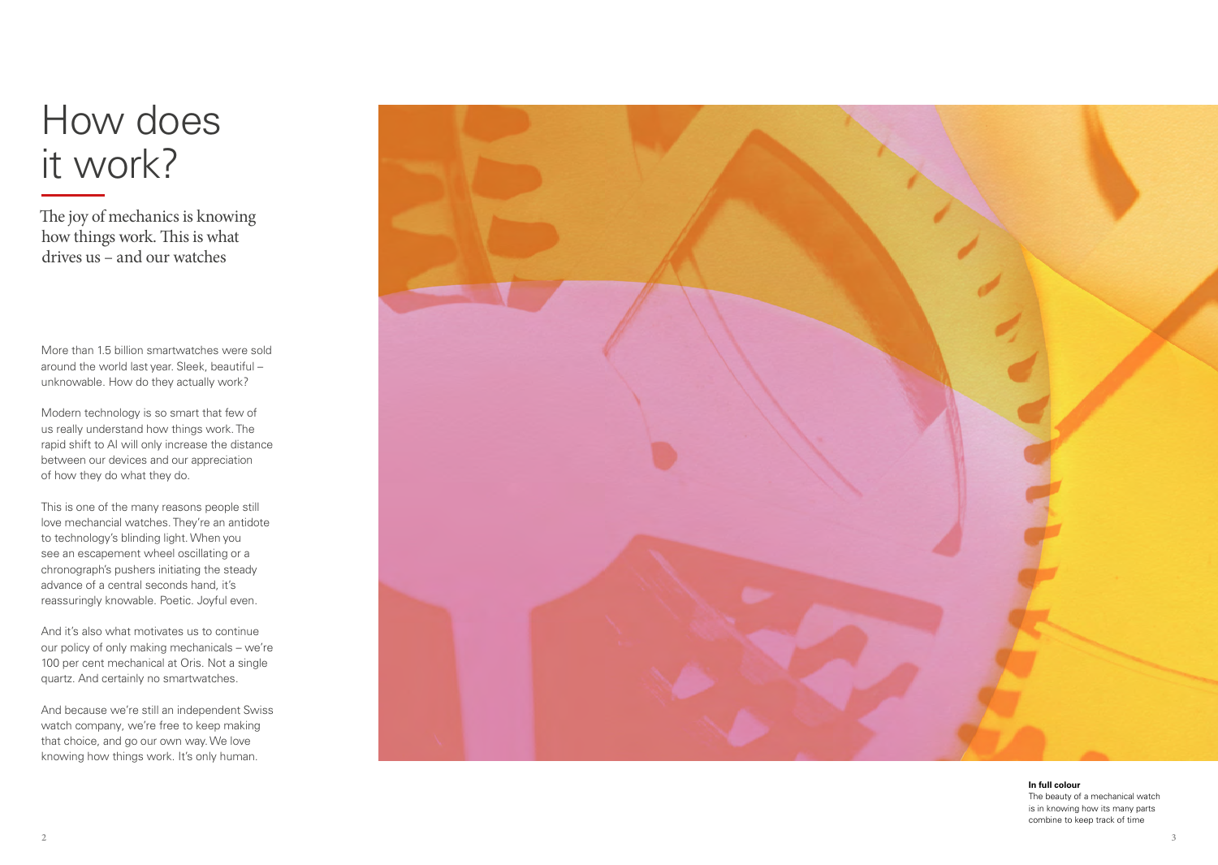# How does it work?

The joy of mechanics is knowing how things work. This is what drives us – and our watches

More than 1.5 billion smartwatches were sold around the world last year. Sleek, beautiful – unknowable. How do they actually work?

Modern technology is so smart that few of us really understand how things work. The rapid shift to AI will only increase the distance between our devices and our appreciation of how they do what they do.

This is one of the many reasons people still love mechancial watches. They're an antidote to technology's blinding light. When you see an escapement wheel oscillating or a chronograph's pushers initiating the steady advance of a central seconds hand, it's reassuringly knowable. Poetic. Joyful even.

And it's also what motivates us to continue our policy of only making mechanicals – we're 100 per cent mechanical at Oris. Not a single quartz. And certainly no smartwatches.

And because we're still an independent Swiss watch company, we're free to keep making that choice, and go our own way. We love knowing how things work. It's only human.

**In full colour**
The beauty of a mechanical watch is in knowing how its many parts combine to keep track of time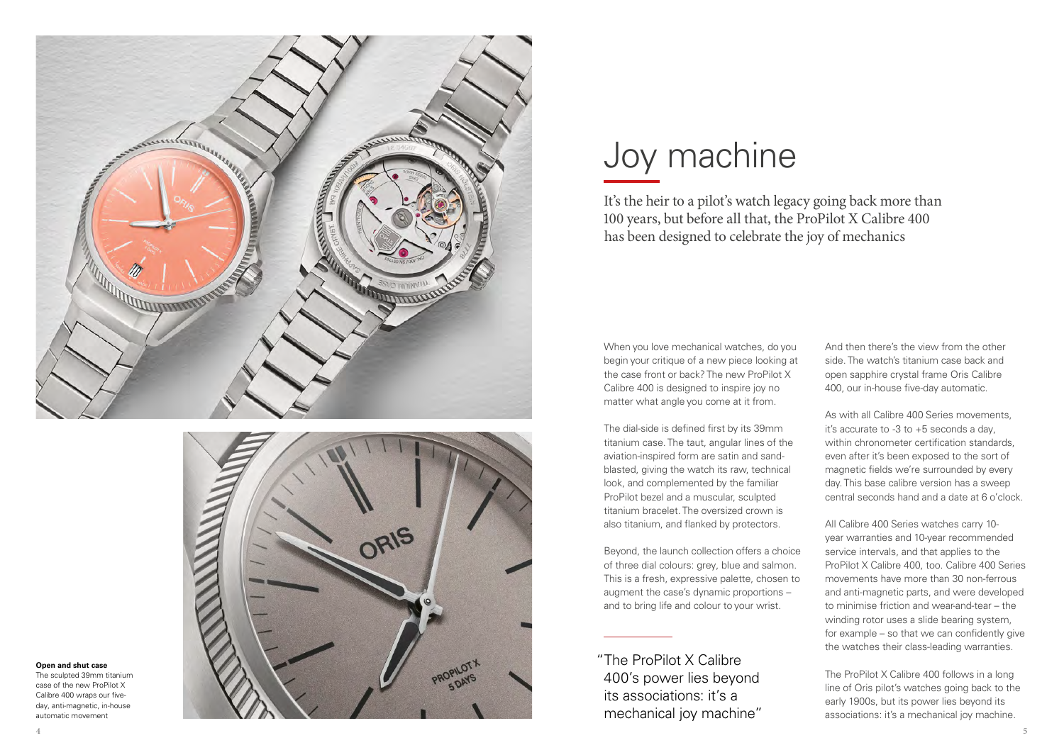# Joy machine

It's the heir to a pilot's watch legacy going back more than 100 years, but before all that, the ProPilot X Calibre 400 has been designed to celebrate the joy of mechanics

When you love mechanical watches, do you begin your critique of a new piece looking at the case front or back? The new ProPilot X Calibre 400 is designed to inspire joy no matter what angle you come at it from.

The dial-side is defined first by its 39mm titanium case. The taut, angular lines of the aviation-inspired form are satin and sand-blasted, giving the watch its raw, technical look, and complemented by the familiar ProPilot bezel and a muscular, sculpted titanium bracelet. The oversized crown is also titanium, and flanked by protectors.

Beyond, the launch collection offers a choice of three dial colours: grey, blue and salmon. This is a fresh, expressive palette, chosen to augment the case's dynamic proportions – and to bring life and colour to your wrist.

> "The ProPilot X Calibre 400's power lies beyond its associations: it's a mechanical joy machine"

And then there's the view from the other side. The watch's titanium case back and open sapphire crystal frame Oris Calibre 400, our in-house five-day automatic.

As with all Calibre 400 Series movements, it's accurate to -3 to +5 seconds a day, within chronometer certification standards, even after it's been exposed to the sort of magnetic fields we're surrounded by every day. This base calibre version has a sweep central seconds hand and a date at 6 o'clock.

All Calibre 400 Series watches carry 10-year warranties and 10-year recommended service intervals, and that applies to the ProPilot X Calibre 400, too. Calibre 400 Series movements have more than 30 non-ferrous and anti-magnetic parts, and were developed to minimise friction and wear-and-tear – the winding rotor uses a slide bearing system, for example – so that we can confidently give the watches their class-leading warranties.

The ProPilot X Calibre 400 follows in a long line of Oris pilot's watches going back to the early 1900s, but its power lies beyond its associations: it's a mechanical joy machine.

**Open and shut case**
The sculpted 39mm titanium case of the new ProPilot X Calibre 400 wraps our five-day, anti-magnetic, in-house automatic movement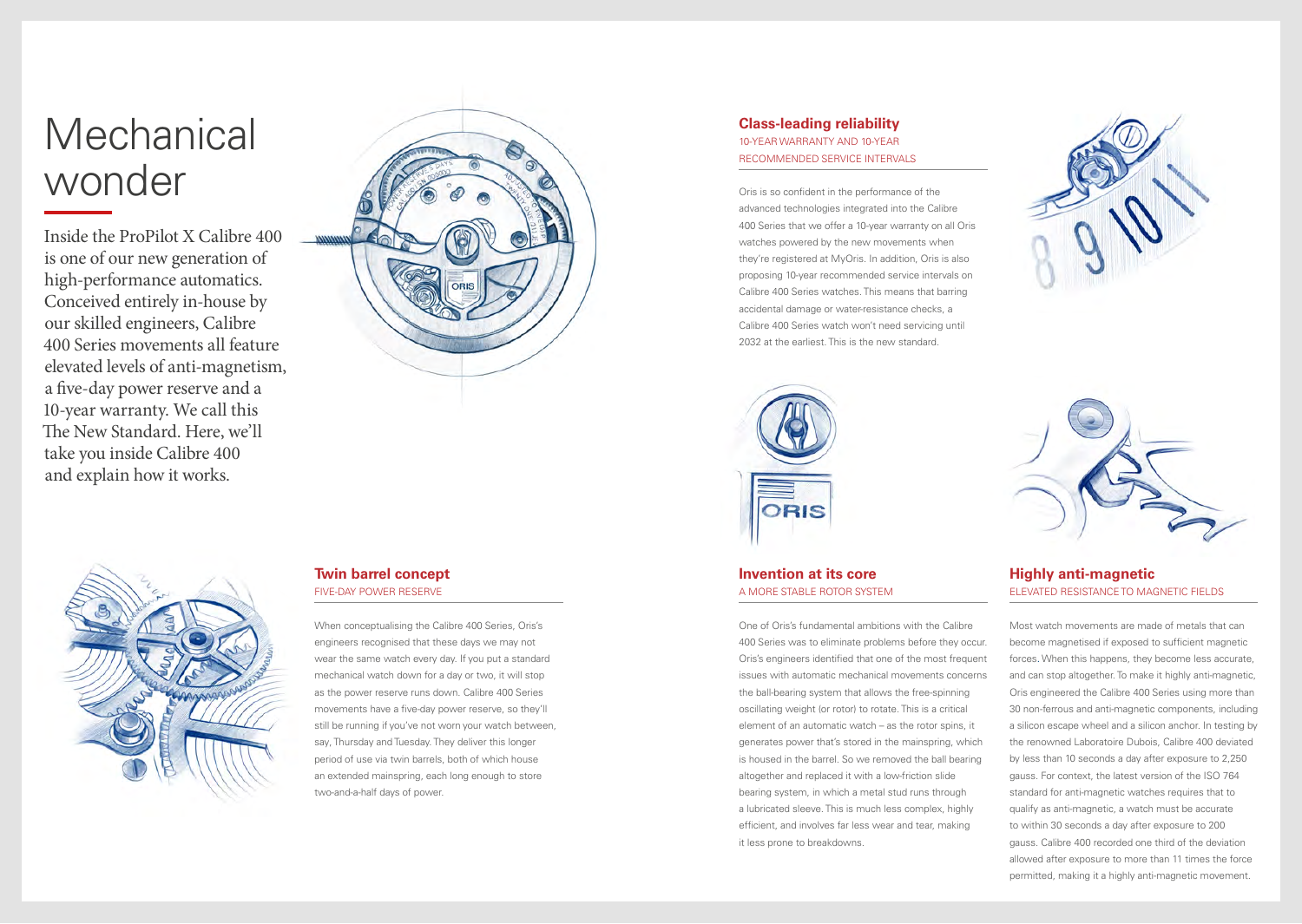# Mechanical wonder

Inside the ProPilot X Calibre 400 is one of our new generation of high-performance automatics. Conceived entirely in-house by our skilled engineers, Calibre 400 Series movements all feature elevated levels of anti-magnetism, a five-day power reserve and a 10-year warranty. We call this The New Standard. Here, we'll take you inside Calibre 400 and explain how it works.

## Class-leading reliability

10-YEAR WARRANTY AND 10-YEAR RECOMMENDED SERVICE INTERVALS

Oris is so confident in the performance of the advanced technologies integrated into the Calibre 400 Series that we offer a 10-year warranty on all Oris watches powered by the new movements when they're registered at MyOris. In addition, Oris is also proposing 10-year recommended service intervals on Calibre 400 Series watches. This means that barring accidental damage or water-resistance checks, a Calibre 400 Series watch won't need servicing until 2032 at the earliest. This is the new standard.

## Twin barrel concept

FIVE-DAY POWER RESERVE

When conceptualising the Calibre 400 Series, Oris's engineers recognised that these days we may not wear the same watch every day. If you put a standard mechanical watch down for a day or two, it will stop as the power reserve runs down. Calibre 400 Series movements have a five-day power reserve, so they'll still be running if you've not worn your watch between, say, Thursday and Tuesday. They deliver this longer period of use via twin barrels, both of which house an extended mainspring, each long enough to store two-and-a-half days of power.

## Invention at its core

A MORE STABLE ROTOR SYSTEM

One of Oris's fundamental ambitions with the Calibre 400 Series was to eliminate problems before they occur. Oris's engineers identified that one of the most frequent issues with automatic mechanical movements concerns the ball-bearing system that allows the free-spinning oscillating weight (or rotor) to rotate. This is a critical element of an automatic watch – as the rotor spins, it generates power that's stored in the mainspring, which is housed in the barrel. So we removed the ball bearing altogether and replaced it with a low-friction slide bearing system, in which a metal stud runs through a lubricated sleeve. This is much less complex, highly efficient, and involves far less wear and tear, making it less prone to breakdowns.

## Highly anti-magnetic

ELEVATED RESISTANCE TO MAGNETIC FIELDS

Most watch movements are made of metals that can become magnetised if exposed to sufficient magnetic forces. When this happens, they become less accurate, and can stop altogether. To make it highly anti-magnetic, Oris engineered the Calibre 400 Series using more than 30 non-ferrous and anti-magnetic components, including a silicon escape wheel and a silicon anchor. In testing by the renowned Laboratoire Dubois, Calibre 400 deviated by less than 10 seconds a day after exposure to 2,250 gauss. For context, the latest version of the ISO 764 standard for anti-magnetic watches requires that to qualify as anti-magnetic, a watch must be accurate to within 30 seconds a day after exposure to 200 gauss. Calibre 400 recorded one third of the deviation allowed after exposure to more than 11 times the force permitted, making it a highly anti-magnetic movement.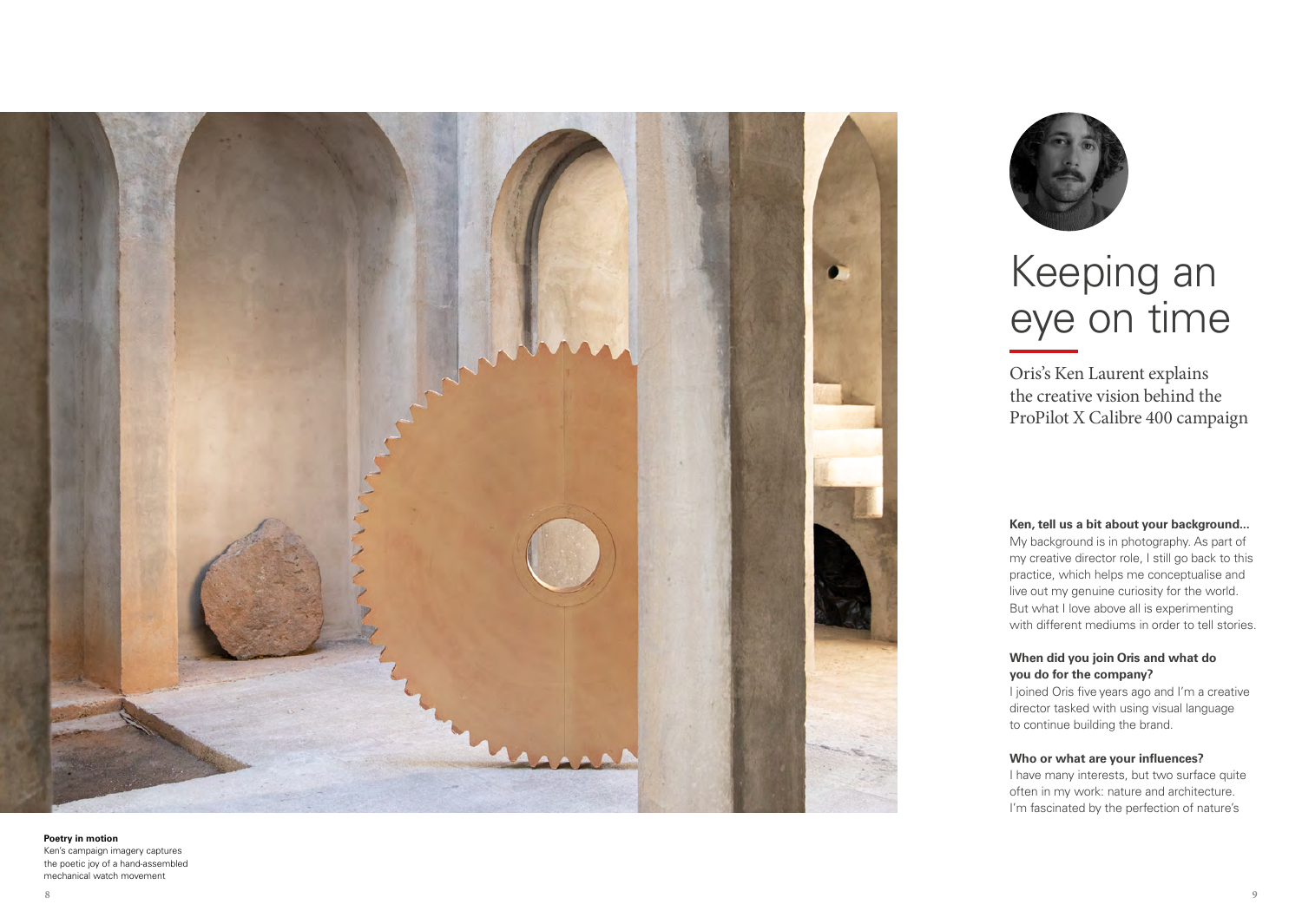# Keeping an eye on time

Oris's Ken Laurent explains the creative vision behind the ProPilot X Calibre 400 campaign

**Ken, tell us a bit about your background...**
My background is in photography. As part of my creative director role, I still go back to this practice, which helps me conceptualise and live out my genuine curiosity for the world. But what I love above all is experimenting with different mediums in order to tell stories.

**When did you join Oris and what do you do for the company?**
I joined Oris five years ago and I'm a creative director tasked with using visual language to continue building the brand.

**Who or what are your influences?**
I have many interests, but two surface quite often in my work: nature and architecture. I'm fascinated by the perfection of nature's

**Poetry in motion**
Ken's campaign imagery captures the poetic joy of a hand-assembled mechanical watch movement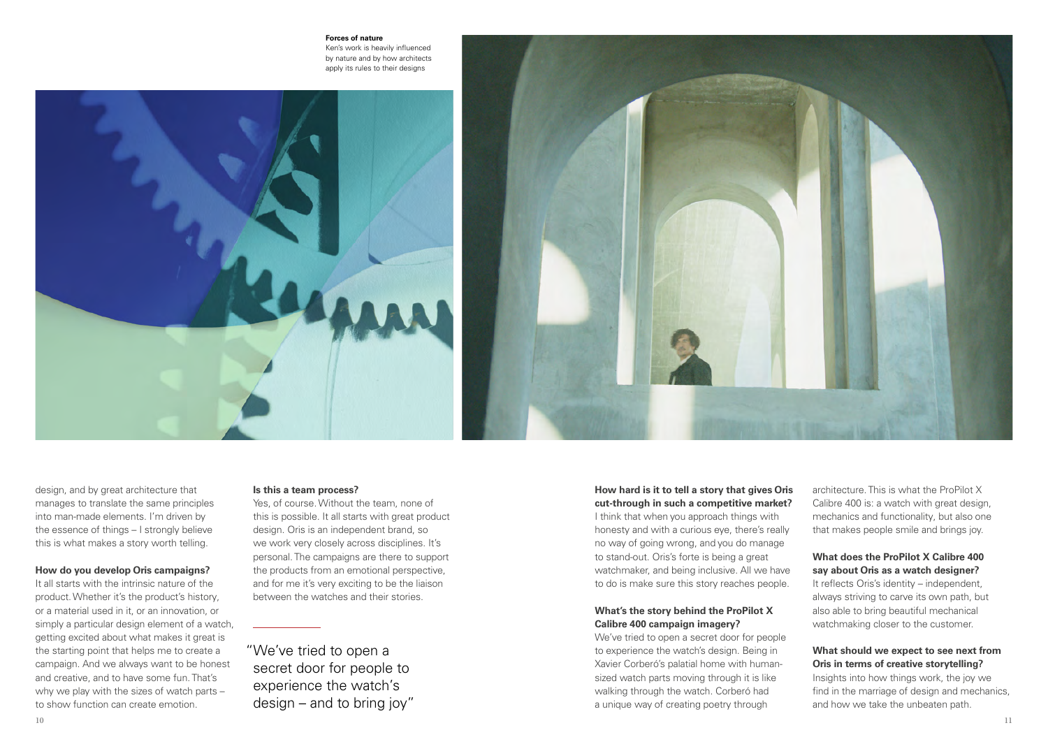**Forces of nature**
Ken's work is heavily influenced by nature and by how architects apply its rules to their designs

design, and by great architecture that manages to translate the same principles into man-made elements. I'm driven by the essence of things – I strongly believe this is what makes a story worth telling.

**How do you develop Oris campaigns?**
It all starts with the intrinsic nature of the product. Whether it's the product's history, or a material used in it, or an innovation, or simply a particular design element of a watch, getting excited about what makes it great is the starting point that helps me to create a campaign. And we always want to be honest and creative, and to have some fun. That's why we play with the sizes of watch parts – to show function can create emotion.

**Is this a team process?**
Yes, of course. Without the team, none of this is possible. It all starts with great product design. Oris is an independent brand, so we work very closely across disciplines. It's personal. The campaigns are there to support the products from an emotional perspective, and for me it's very exciting to be the liaison between the watches and their stories.

> "We've tried to open a secret door for people to experience the watch's design – and to bring joy"

**How hard is it to tell a story that gives Oris cut-through in such a competitive market?**
I think that when you approach things with honesty and with a curious eye, there's really no way of going wrong, and you do manage to stand-out. Oris's forte is being a great watchmaker, and being inclusive. All we have to do is make sure this story reaches people.

**What's the story behind the ProPilot X Calibre 400 campaign imagery?**
We've tried to open a secret door for people to experience the watch's design. Being in Xavier Corberó's palatial home with human-sized watch parts moving through it is like walking through the watch. Corberó had a unique way of creating poetry through architecture. This is what the ProPilot X Calibre 400 is: a watch with great design, mechanics and functionality, but also one that makes people smile and brings joy.

**What does the ProPilot X Calibre 400 say about Oris as a watch designer?**
It reflects Oris's identity – independent, always striving to carve its own path, but also able to bring beautiful mechanical watchmaking closer to the customer.

**What should we expect to see next from Oris in terms of creative storytelling?**
Insights into how things work, the joy we find in the marriage of design and mechanics, and how we take the unbeaten path.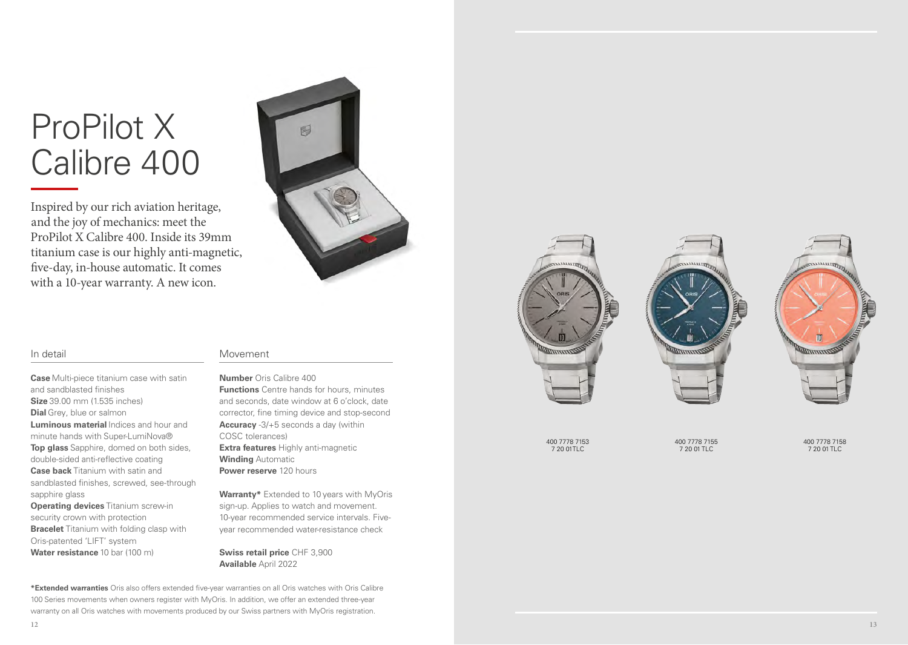# ProPilot X Calibre 400

Inspired by our rich aviation heritage, and the joy of mechanics: meet the ProPilot X Calibre 400. Inside its 39mm titanium case is our highly anti-magnetic, five-day, in-house automatic. It comes with a 10-year warranty. A new icon.

## In detail

**Case** Multi-piece titanium case with satin and sandblasted finishes
**Size** 39.00 mm (1.535 inches)
**Dial** Grey, blue or salmon
**Luminous material** Indices and hour and minute hands with Super-LumiNova®
**Top glass** Sapphire, domed on both sides, double-sided anti-reflective coating
**Case back** Titanium with satin and sandblasted finishes, screwed, see-through sapphire glass
**Operating devices** Titanium screw-in security crown with protection
**Bracelet** Titanium with folding clasp with Oris-patented 'LIFT' system
**Water resistance** 10 bar (100 m)

## Movement

**Number** Oris Calibre 400
**Functions** Centre hands for hours, minutes and seconds, date window at 6 o'clock, date corrector, fine timing device and stop-second
**Accuracy** -3/+5 seconds a day (within COSC tolerances)
**Extra features** Highly anti-magnetic
**Winding** Automatic
**Power reserve** 120 hours

**Warranty*** Extended to 10 years with MyOris sign-up. Applies to watch and movement. 10-year recommended service intervals. Five-year recommended water-resistance check

**Swiss retail price** CHF 3,900
**Available** April 2022

***Extended warranties** Oris also offers extended five-year warranties on all Oris watches with Oris Calibre 100 Series movements when owners register with MyOris. In addition, we offer an extended three-year warranty on all Oris watches with movements produced by our Swiss partners with MyOris registration.

400 7778 7153
7 20 01TLC

400 7778 7155
7 20 01 TLC

400 7778 7158
7 20 01 TLC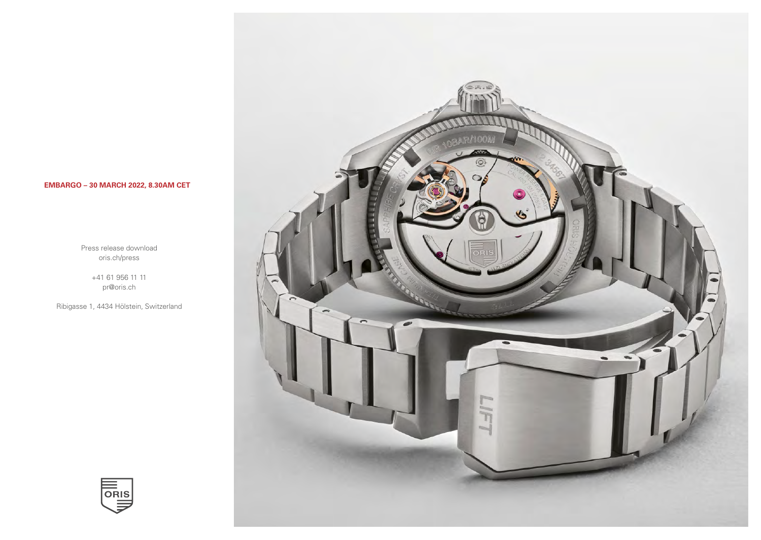**EMBARGO – 30 MARCH 2022, 8.30AM CET**

Press release download
oris.ch/press

+41 61 956 11 11
pr@oris.ch

Ribigasse 1, 4434 Hölstein, Switzerland